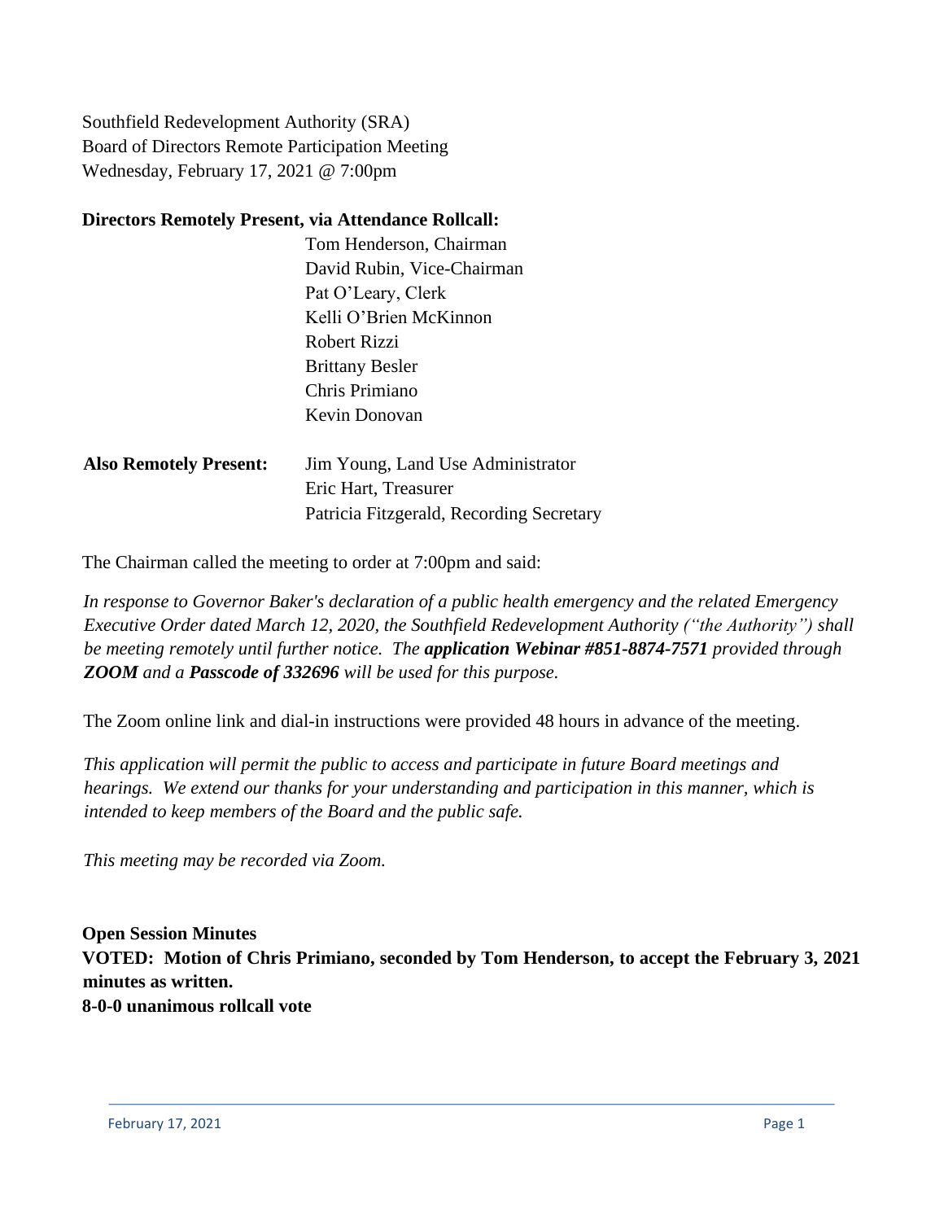Southfield Redevelopment Authority (SRA)
Board of Directors Remote Participation Meeting
Wednesday, February 17, 2021 @ 7:00pm

**Directors Remotely Present, via Attendance Rollcall:**

Tom Henderson, Chairman
David Rubin, Vice-Chairman
Pat O'Leary, Clerk
Kelli O'Brien McKinnon
Robert Rizzi
Brittany Besler
Chris Primiano
Kevin Donovan

**Also Remotely Present:**

Jim Young, Land Use Administrator
Eric Hart, Treasurer
Patricia Fitzgerald, Recording Secretary

The Chairman called the meeting to order at 7:00pm and said:

*In response to Governor Baker's declaration of a public health emergency and the related Emergency Executive Order dated March 12, 2020, the Southfield Redevelopment Authority ("the Authority") shall be meeting remotely until further notice. The **application Webinar #851-8874-7571** provided through **ZOOM** and a **Passcode of 332696** will be used for this purpose.*

The Zoom online link and dial-in instructions were provided 48 hours in advance of the meeting.

*This application will permit the public to access and participate in future Board meetings and hearings. We extend our thanks for your understanding and participation in this manner, which is intended to keep members of the Board and the public safe.*

*This meeting may be recorded via Zoom.*

**Open Session Minutes**

**VOTED: Motion of Chris Primiano, seconded by Tom Henderson, to accept the February 3, 2021 minutes as written.**
**8-0-0 unanimous rollcall vote**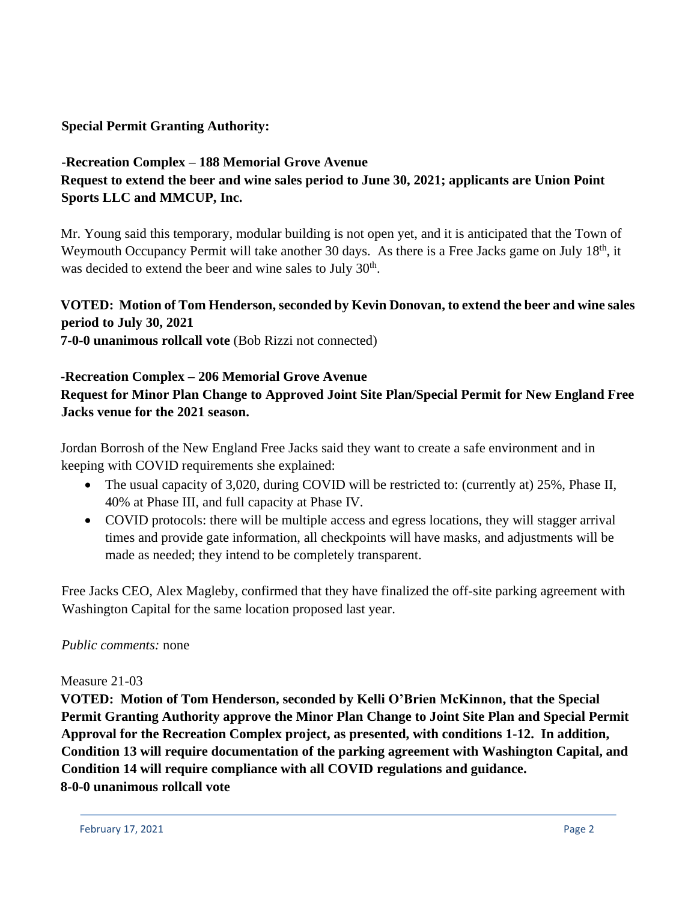**Special Permit Granting Authority:**

**-Recreation Complex – 188 Memorial Grove Avenue**
**Request to extend the beer and wine sales period to June 30, 2021; applicants are Union Point Sports LLC and MMCUP, Inc.**

Mr. Young said this temporary, modular building is not open yet, and it is anticipated that the Town of Weymouth Occupancy Permit will take another 30 days. As there is a Free Jacks game on July 18th, it was decided to extend the beer and wine sales to July 30th.

**VOTED: Motion of Tom Henderson, seconded by Kevin Donovan, to extend the beer and wine sales period to July 30, 2021**
**7-0-0 unanimous rollcall vote** (Bob Rizzi not connected)

**-Recreation Complex – 206 Memorial Grove Avenue**
**Request for Minor Plan Change to Approved Joint Site Plan/Special Permit for New England Free Jacks venue for the 2021 season.**

Jordan Borrosh of the New England Free Jacks said they want to create a safe environment and in keeping with COVID requirements she explained:

- The usual capacity of 3,020, during COVID will be restricted to: (currently at) 25%, Phase II, 40% at Phase III, and full capacity at Phase IV.
- COVID protocols: there will be multiple access and egress locations, they will stagger arrival times and provide gate information, all checkpoints will have masks, and adjustments will be made as needed; they intend to be completely transparent.

Free Jacks CEO, Alex Magleby, confirmed that they have finalized the off-site parking agreement with Washington Capital for the same location proposed last year.

*Public comments:* none

Measure 21-03
**VOTED: Motion of Tom Henderson, seconded by Kelli O'Brien McKinnon, that the Special Permit Granting Authority approve the Minor Plan Change to Joint Site Plan and Special Permit Approval for the Recreation Complex project, as presented, with conditions 1-12. In addition, Condition 13 will require documentation of the parking agreement with Washington Capital, and Condition 14 will require compliance with all COVID regulations and guidance.**
**8-0-0 unanimous rollcall vote**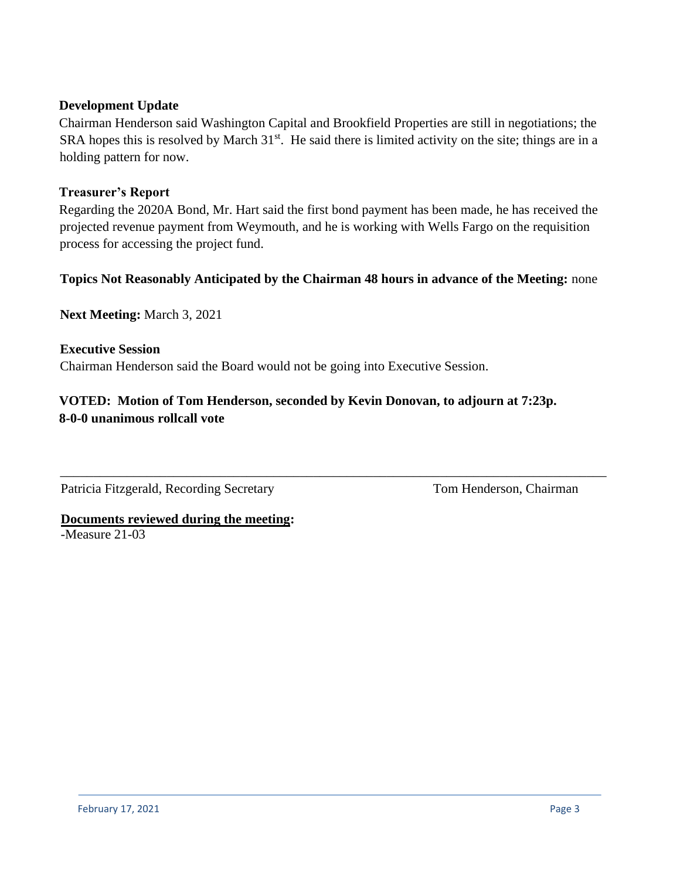**Development Update**

Chairman Henderson said Washington Capital and Brookfield Properties are still in negotiations; the SRA hopes this is resolved by March 31st. He said there is limited activity on the site; things are in a holding pattern for now.

**Treasurer's Report**

Regarding the 2020A Bond, Mr. Hart said the first bond payment has been made, he has received the projected revenue payment from Weymouth, and he is working with Wells Fargo on the requisition process for accessing the project fund.

**Topics Not Reasonably Anticipated by the Chairman 48 hours in advance of the Meeting:** none

**Next Meeting:** March 3, 2021

**Executive Session**

Chairman Henderson said the Board would not be going into Executive Session.

**VOTED: Motion of Tom Henderson, seconded by Kevin Donovan, to adjourn at 7:23p.**
**8-0-0 unanimous rollcall vote**

---

Patricia Fitzgerald, Recording Secretary — Tom Henderson, Chairman

**Documents reviewed during the meeting:**

-Measure 21-03